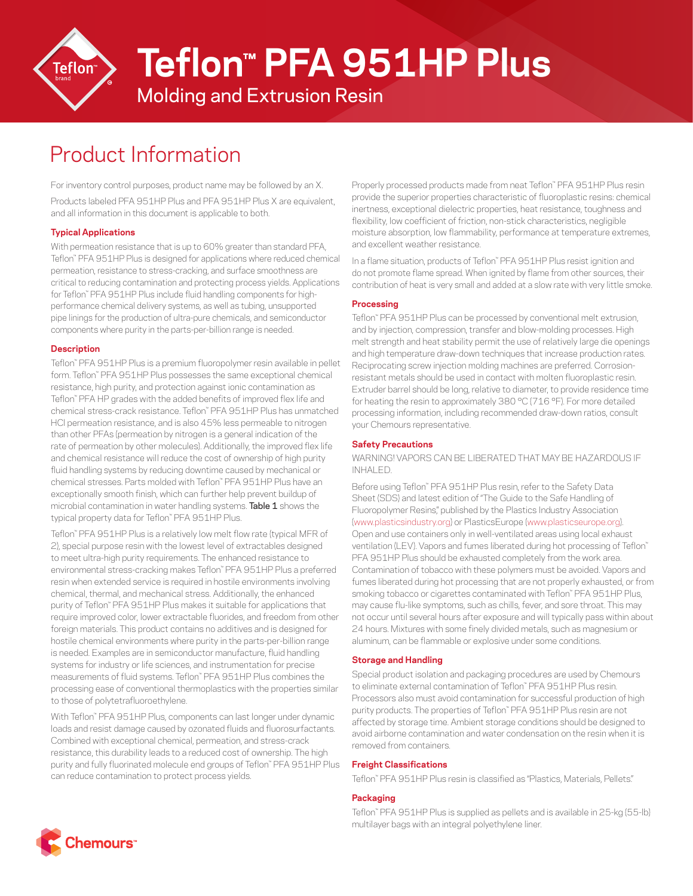# Teflon™ PFA 951HP Plus

## Molding and Extrusion Resin

## Product Information

For inventory control purposes, product name may be followed by an X.

Products labeled PFA 951HP Plus and PFA 951HP Plus X are equivalent, and all information in this document is applicable to both.

### Typical Applications

With permeation resistance that is up to 60% greater than standard PFA, Teflon™ PFA 951HP Plus is designed for applications where reduced chemical permeation, resistance to stress-cracking, and surface smoothness are critical to reducing contamination and protecting process yields. Applications for Teflon™ PFA 951HP Plus include fluid handling components for high-performance chemical delivery systems, as well as tubing, unsupported pipe linings for the production of ultra-pure chemicals, and semiconductor components where purity in the parts-per-billion range is needed.

### Description

Teflon™ PFA 951HP Plus is a premium fluoropolymer resin available in pellet form. Teflon™ PFA 951HP Plus possesses the same exceptional chemical resistance, high purity, and protection against ionic contamination as Teflon™ PFA HP grades with the added benefits of improved flex life and chemical stress-crack resistance. Teflon™ PFA 951HP Plus has unmatched HCl permeation resistance, and is also 45% less permeable to nitrogen than other PFAs (permeation by nitrogen is a general indication of the rate of permeation by other molecules). Additionally, the improved flex life and chemical resistance will reduce the cost of ownership of high purity fluid handling systems by reducing downtime caused by mechanical or chemical stresses. Parts molded with Teflon™ PFA 951HP Plus have an exceptionally smooth finish, which can further help prevent buildup of microbial contamination in water handling systems. **Table 1** shows the typical property data for Teflon™ PFA 951HP Plus.

Teflon™ PFA 951HP Plus is a relatively low melt flow rate (typical MFR of 2), special purpose resin with the lowest level of extractables designed to meet ultra-high purity requirements. The enhanced resistance to environmental stress-cracking makes Teflon™ PFA 951HP Plus a preferred resin when extended service is required in hostile environments involving chemical, thermal, and mechanical stress. Additionally, the enhanced purity of Teflon™ PFA 951HP Plus makes it suitable for applications that require improved color, lower extractable fluorides, and freedom from other foreign materials. This product contains no additives and is designed for hostile chemical environments where purity in the parts-per-billion range is needed. Examples are in semiconductor manufacture, fluid handling systems for industry or life sciences, and instrumentation for precise measurements of fluid systems. Teflon™ PFA 951HP Plus combines the processing ease of conventional thermoplastics with the properties similar to those of polytetrafluoroethylene.

With Teflon™ PFA 951HP Plus, components can last longer under dynamic loads and resist damage caused by ozonated fluids and fluorosurfactants. Combined with exceptional chemical, permeation, and stress-crack resistance, this durability leads to a reduced cost of ownership. The high purity and fully fluorinated molecule end groups of Teflon™ PFA 951HP Plus can reduce contamination to protect process yields.

Properly processed products made from neat Teflon™ PFA 951HP Plus resin provide the superior properties characteristic of fluoroplastic resins: chemical inertness, exceptional dielectric properties, heat resistance, toughness and flexibility, low coefficient of friction, non-stick characteristics, negligible moisture absorption, low flammability, performance at temperature extremes, and excellent weather resistance.

In a flame situation, products of Teflon™ PFA 951HP Plus resist ignition and do not promote flame spread. When ignited by flame from other sources, their contribution of heat is very small and added at a slow rate with very little smoke.

### Processing

Teflon™ PFA 951HP Plus can be processed by conventional melt extrusion, and by injection, compression, transfer and blow-molding processes. High melt strength and heat stability permit the use of relatively large die openings and high temperature draw-down techniques that increase production rates. Reciprocating screw injection molding machines are preferred. Corrosion-resistant metals should be used in contact with molten fluoroplastic resin. Extruder barrel should be long, relative to diameter, to provide residence time for heating the resin to approximately 380 °C (716 °F). For more detailed processing information, including recommended draw-down ratios, consult your Chemours representative.

### Safety Precautions

WARNING! VAPORS CAN BE LIBERATED THAT MAY BE HAZARDOUS IF INHALED.

Before using Teflon™ PFA 951HP Plus resin, refer to the Safety Data Sheet (SDS) and latest edition of "The Guide to the Safe Handling of Fluoropolymer Resins," published by the Plastics Industry Association (www.plasticsindustry.org) or PlasticsEurope (www.plasticseurope.org). Open and use containers only in well-ventilated areas using local exhaust ventilation (LEV). Vapors and fumes liberated during hot processing of Teflon™ PFA 951HP Plus should be exhausted completely from the work area. Contamination of tobacco with these polymers must be avoided. Vapors and fumes liberated during hot processing that are not properly exhausted, or from smoking tobacco or cigarettes contaminated with Teflon™ PFA 951HP Plus, may cause flu-like symptoms, such as chills, fever, and sore throat. This may not occur until several hours after exposure and will typically pass within about 24 hours. Mixtures with some finely divided metals, such as magnesium or aluminum, can be flammable or explosive under some conditions.

### Storage and Handling

Special product isolation and packaging procedures are used by Chemours to eliminate external contamination of Teflon™ PFA 951HP Plus resin. Processors also must avoid contamination for successful production of high purity products. The properties of Teflon™ PFA 951HP Plus resin are not affected by storage time. Ambient storage conditions should be designed to avoid airborne contamination and water condensation on the resin when it is removed from containers.

### Freight Classifications

Teflon™ PFA 951HP Plus resin is classified as "Plastics, Materials, Pellets."

### Packaging

Teflon™ PFA 951HP Plus is supplied as pellets and is available in 25-kg (55-lb) multilayer bags with an integral polyethylene liner.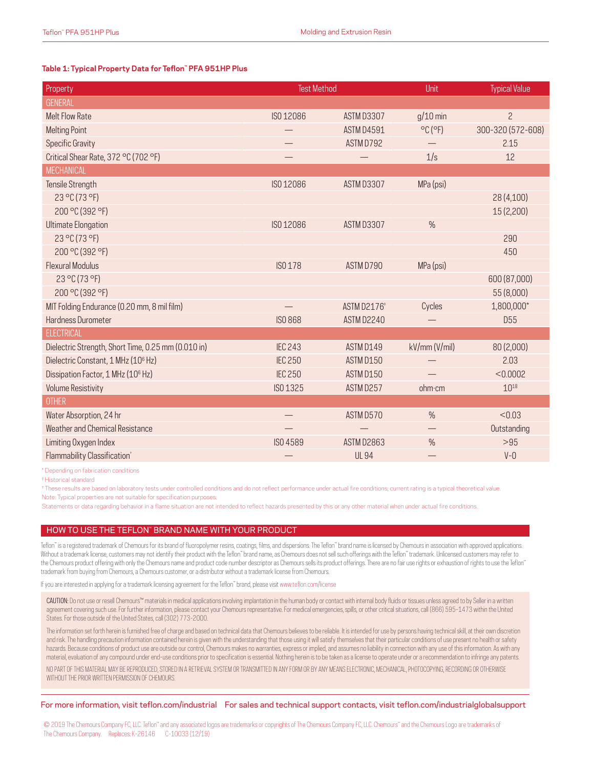**Table 1: Typical Property Data for Teflon™ PFA 951HP Plus**

| Property | Test Method | | Unit | Typical Value |
|---|---|---|---|---|
| GENERAL | | | | |
| Melt Flow Rate | ISO 12086 | ASTM D3307 | g/10 min | 2 |
| Melting Point | — | ASTM D4591 | °C (°F) | 300-320 (572-608) |
| Specific Gravity | — | ASTM D792 | — | 2.15 |
| Critical Shear Rate, 372 °C (702 °F) | — | — | 1/s | 12 |
| MECHANICAL | | | | |
| Tensile Strength | ISO 12086 | ASTM D3307 | MPa (psi) | |
| 23 °C (73 °F) | | | | 28 (4,100) |
| 200 °C (392 °F) | | | | 15 (2,200) |
| Ultimate Elongation | ISO 12086 | ASTM D3307 | % | |
| 23 °C (73 °F) | | | | 290 |
| 200 °C (392 °F) | | | | 450 |
| Flexural Modulus | ISO 178 | ASTM D790 | MPa (psi) | |
| 23 °C (73 °F) | | | | 600 (87,000) |
| 200 °C (392 °F) | | | | 55 (8,000) |
| MIT Folding Endurance (0.20 mm, 8 mil film) | — | ASTM D2176† | Cycles | 1,800,000* |
| Hardness Durometer | ISO 868 | ASTM D2240 | — | D55 |
| ELECTRICAL | | | | |
| Dielectric Strength, Short Time, 0.25 mm (0.010 in) | IEC 243 | ASTM D149 | kV/mm (V/mil) | 80 (2,000) |
| Dielectric Constant, 1 MHz ($10^6$ Hz) | IEC 250 | ASTM D150 | — | 2.03 |
| Dissipation Factor, 1 MHz ($10^6$ Hz) | IEC 250 | ASTM D150 | — | <0.0002 |
| Volume Resistivity | ISO 1325 | ASTM D257 | ohm·cm | $10^{18}$ |
| OTHER | | | | |
| Water Absorption, 24 hr | — | ASTM D570 | % | <0.03 |
| Weather and Chemical Resistance | — | — | — | Outstanding |
| Limiting Oxygen Index | ISO 4589 | ASTM D2863 | % | >95 |
| Flammability Classification† | — | UL 94 | — | V-0 |

\* Depending on fabrication conditions

† Historical standard

† These results are based on laboratory tests under controlled conditions and do not reflect performance under actual fire conditions; current rating is a typical theoretical value.

Note: Typical properties are not suitable for specification purposes.

Statements or data regarding behavior in a flame situation are not intended to reflect hazards presented by this or any other material when under actual fire conditions.

## HOW TO USE THE TEFLON™ BRAND NAME WITH YOUR PRODUCT

Teflon™ is a registered trademark of Chemours for its brand of fluoropolymer resins, coatings, films, and dispersions. The Teflon™ brand name is licensed by Chemours in association with approved applications. Without a trademark license, customers may not identify their product with the Teflon™ brand name, as Chemours does not sell such offerings with the Teflon™ trademark. Unlicensed customers may refer to the Chemours product offering with only the Chemours name and product code number descriptor as Chemours sells its product offerings. There are no fair use rights or exhaustion of rights to use the Teflon™ trademark from buying from Chemours, a Chemours customer, or a distributor without a trademark license from Chemours.

If you are interested in applying for a trademark licensing agreement for the Teflon™ brand, please visit www.teflon.com/license

CAUTION: Do not use or resell Chemours™ materials in medical applications involving implantation in the human body or contact with internal body fluids or tissues unless agreed to by Seller in a written agreement covering such use. For further information, please contact your Chemours representative. For medical emergencies, spills, or other critical situations, call (866) 595-1473 within the United States. For those outside of the United States, call (302) 773-2000.

The information set forth herein is furnished free of charge and based on technical data that Chemours believes to be reliable. It is intended for use by persons having technical skill, at their own discretion and risk. The handling precaution information contained herein is given with the understanding that those using it will satisfy themselves that their particular conditions of use present no health or safety hazards. Because conditions of product use are outside our control, Chemours makes no warranties, express or implied, and assumes no liability in connection with any use of this information. As with any material, evaluation of any compound under end-use conditions prior to specification is essential. Nothing herein is to be taken as a license to operate under or a recommendation to infringe any patents.

NO PART OF THIS MATERIAL MAY BE REPRODUCED, STORED IN A RETRIEVAL SYSTEM OR TRANSMITTED IN ANY FORM OR BY ANY MEANS ELECTRONIC, MECHANICAL, PHOTOCOPYING, RECORDING OR OTHERWISE WITHOUT THE PRIOR WRITTEN PERMISSION OF CHEMOURS.

For more information, visit teflon.com/industrial For sales and technical support contacts, visit teflon.com/industrialglobalsupport

© 2019 The Chemours Company FC, LLC. Teflon™ and any associated logos are trademarks or copyrights of The Chemours Company FC, LLC. Chemours™ and the Chemours Logo are trademarks of The Chemours Company. Replaces: K-26146 C-10033 (12/19)